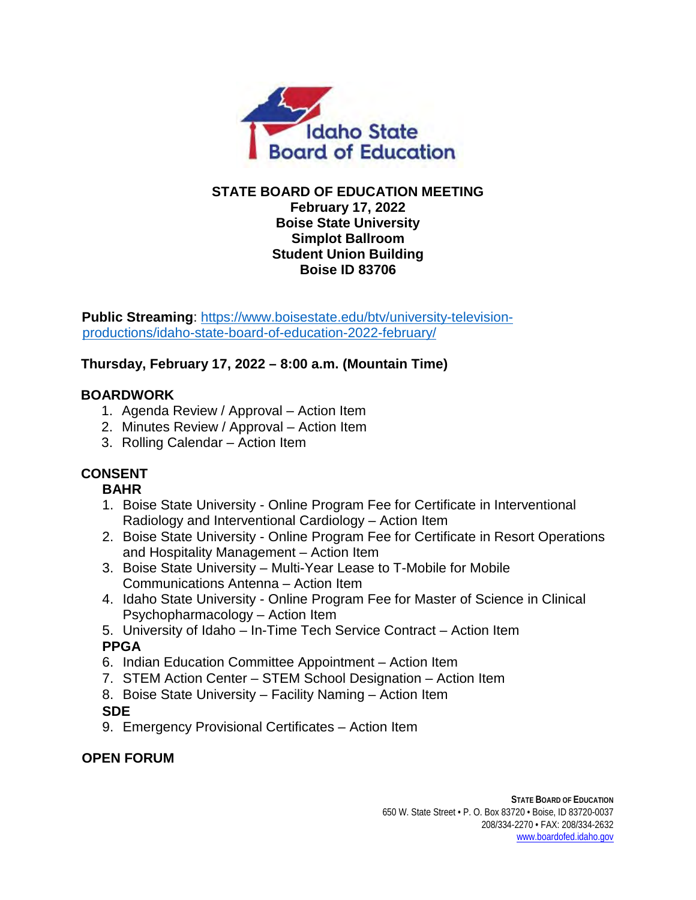Idaho State Board of Education

# STATE BOARD OF EDUCATION MEETING

**February 17, 2022**
**Boise State University**
**Simplot Ballroom**
**Student Union Building**
**Boise ID 83706**

**Public Streaming**: https://www.boisestate.edu/btv/university-television-productions/idaho-state-board-of-education-2022-february/

## Thursday, February 17, 2022 – 8:00 a.m. (Mountain Time)

### BOARDWORK

1. Agenda Review / Approval – Action Item
2. Minutes Review / Approval – Action Item
3. Rolling Calendar – Action Item

### CONSENT

**BAHR**

1. Boise State University - Online Program Fee for Certificate in Interventional Radiology and Interventional Cardiology – Action Item
2. Boise State University - Online Program Fee for Certificate in Resort Operations and Hospitality Management – Action Item
3. Boise State University – Multi-Year Lease to T-Mobile for Mobile Communications Antenna – Action Item
4. Idaho State University - Online Program Fee for Master of Science in Clinical Psychopharmacology – Action Item
5. University of Idaho – In-Time Tech Service Contract – Action Item

**PPGA**

6. Indian Education Committee Appointment – Action Item
7. STEM Action Center – STEM School Designation – Action Item
8. Boise State University – Facility Naming – Action Item

**SDE**

9. Emergency Provisional Certificates – Action Item

### OPEN FORUM

**STATE BOARD OF EDUCATION**
650 W. State Street • P. O. Box 83720 • Boise, ID 83720-0037
208/334-2270 • FAX: 208/334-2632
www.boardofed.idaho.gov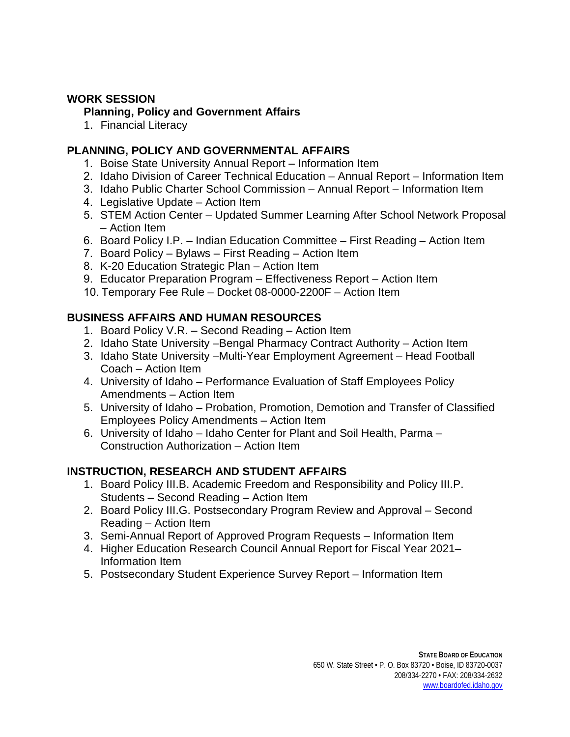## WORK SESSION

### Planning, Policy and Government Affairs

1. Financial Literacy

## PLANNING, POLICY AND GOVERNMENTAL AFFAIRS

1. Boise State University Annual Report – Information Item
2. Idaho Division of Career Technical Education – Annual Report – Information Item
3. Idaho Public Charter School Commission – Annual Report – Information Item
4. Legislative Update – Action Item
5. STEM Action Center – Updated Summer Learning After School Network Proposal – Action Item
6. Board Policy I.P. – Indian Education Committee – First Reading – Action Item
7. Board Policy – Bylaws – First Reading – Action Item
8. K-20 Education Strategic Plan – Action Item
9. Educator Preparation Program – Effectiveness Report – Action Item
10. Temporary Fee Rule – Docket 08-0000-2200F – Action Item

## BUSINESS AFFAIRS AND HUMAN RESOURCES

1. Board Policy V.R. – Second Reading – Action Item
2. Idaho State University –Bengal Pharmacy Contract Authority – Action Item
3. Idaho State University –Multi-Year Employment Agreement – Head Football Coach – Action Item
4. University of Idaho – Performance Evaluation of Staff Employees Policy Amendments – Action Item
5. University of Idaho – Probation, Promotion, Demotion and Transfer of Classified Employees Policy Amendments – Action Item
6. University of Idaho – Idaho Center for Plant and Soil Health, Parma – Construction Authorization – Action Item

## INSTRUCTION, RESEARCH AND STUDENT AFFAIRS

1. Board Policy III.B. Academic Freedom and Responsibility and Policy III.P. Students – Second Reading – Action Item
2. Board Policy III.G. Postsecondary Program Review and Approval – Second Reading – Action Item
3. Semi-Annual Report of Approved Program Requests – Information Item
4. Higher Education Research Council Annual Report for Fiscal Year 2021– Information Item
5. Postsecondary Student Experience Survey Report – Information Item

**STATE BOARD OF EDUCATION**
650 W. State Street • P. O. Box 83720 • Boise, ID 83720-0037
208/334-2270 • FAX: 208/334-2632
www.boardofed.idaho.gov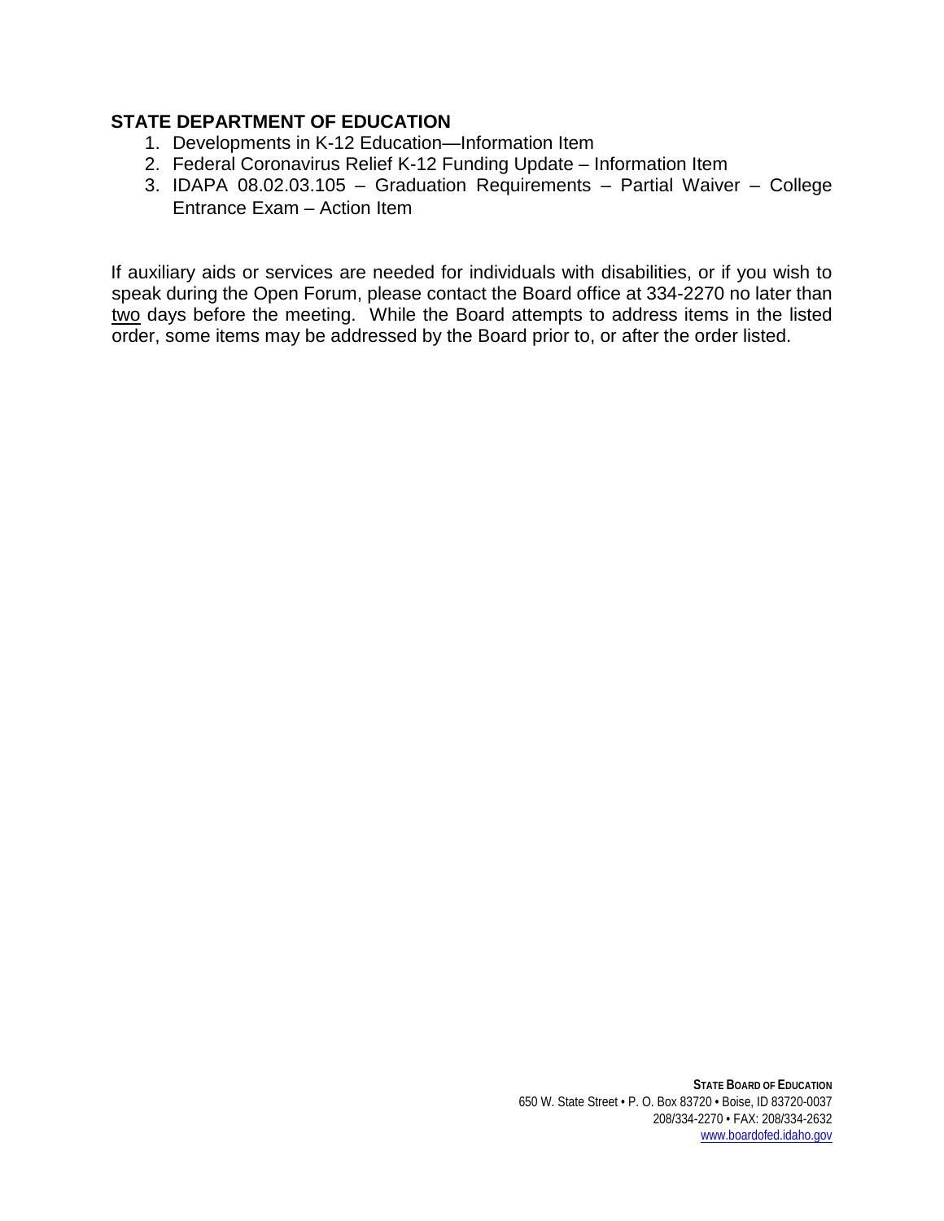**STATE DEPARTMENT OF EDUCATION**

1. Developments in K-12 Education—Information Item
2. Federal Coronavirus Relief K-12 Funding Update – Information Item
3. IDAPA 08.02.03.105 – Graduation Requirements – Partial Waiver – College Entrance Exam – Action Item

If auxiliary aids or services are needed for individuals with disabilities, or if you wish to speak during the Open Forum, please contact the Board office at 334-2270 no later than two days before the meeting. While the Board attempts to address items in the listed order, some items may be addressed by the Board prior to, or after the order listed.

**STATE BOARD OF EDUCATION**
650 W. State Street • P. O. Box 83720 • Boise, ID 83720-0037
208/334-2270 • FAX: 208/334-2632
www.boardofed.idaho.gov